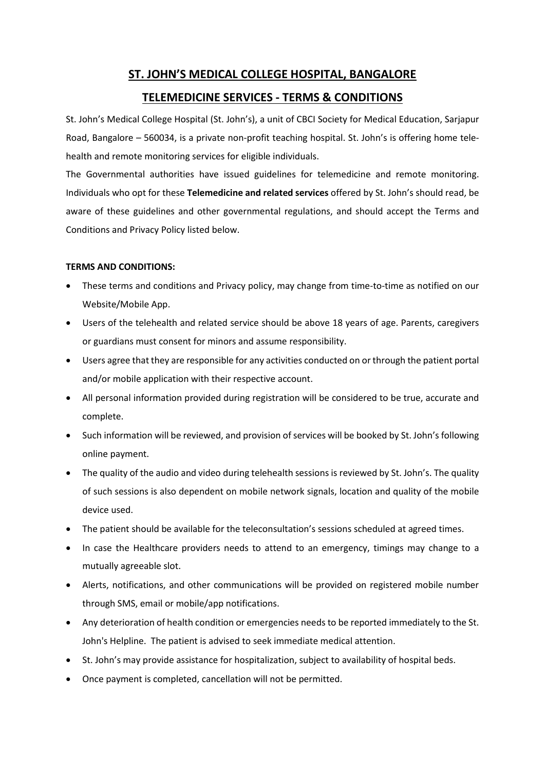# ST. JOHN'S MEDICAL COLLEGE HOSPITAL, BANGALORE

## TELEMEDICINE SERVICES - TERMS & CONDITIONS

St. John's Medical College Hospital (St. John's), a unit of CBCI Society for Medical Education, Sarjapur Road, Bangalore – 560034, is a private non-profit teaching hospital. St. John's is offering home tele-health and remote monitoring services for eligible individuals.

The Governmental authorities have issued guidelines for telemedicine and remote monitoring. Individuals who opt for these **Telemedicine and related services** offered by St. John's should read, be aware of these guidelines and other governmental regulations, and should accept the Terms and Conditions and Privacy Policy listed below.

**TERMS AND CONDITIONS:**

- These terms and conditions and Privacy policy, may change from time-to-time as notified on our Website/Mobile App.
- Users of the telehealth and related service should be above 18 years of age. Parents, caregivers or guardians must consent for minors and assume responsibility.
- Users agree that they are responsible for any activities conducted on or through the patient portal and/or mobile application with their respective account.
- All personal information provided during registration will be considered to be true, accurate and complete.
- Such information will be reviewed, and provision of services will be booked by St. John's following online payment.
- The quality of the audio and video during telehealth sessions is reviewed by St. John's. The quality of such sessions is also dependent on mobile network signals, location and quality of the mobile device used.
- The patient should be available for the teleconsultation's sessions scheduled at agreed times.
- In case the Healthcare providers needs to attend to an emergency, timings may change to a mutually agreeable slot.
- Alerts, notifications, and other communications will be provided on registered mobile number through SMS, email or mobile/app notifications.
- Any deterioration of health condition or emergencies needs to be reported immediately to the St. John's Helpline. The patient is advised to seek immediate medical attention.
- St. John's may provide assistance for hospitalization, subject to availability of hospital beds.
- Once payment is completed, cancellation will not be permitted.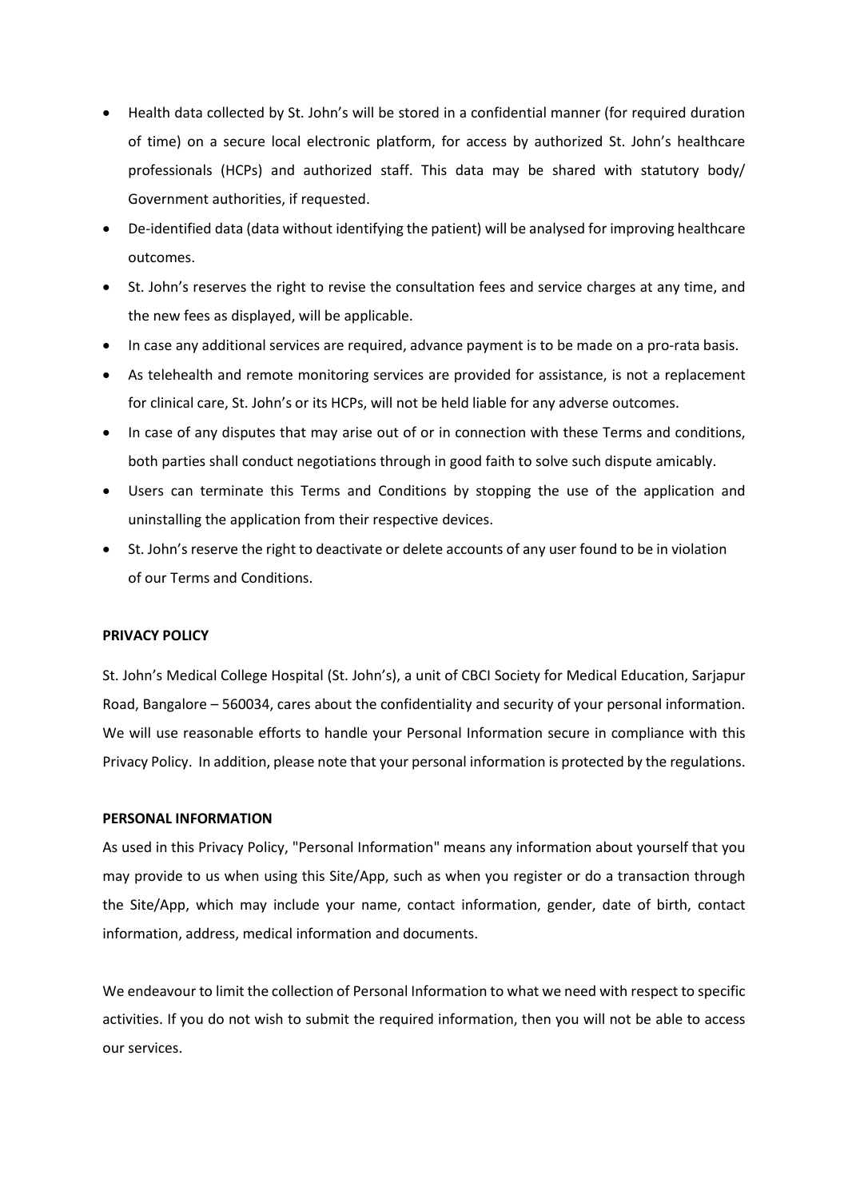- Health data collected by St. John's will be stored in a confidential manner (for required duration of time) on a secure local electronic platform, for access by authorized St. John's healthcare professionals (HCPs) and authorized staff. This data may be shared with statutory body/ Government authorities, if requested.
- De-identified data (data without identifying the patient) will be analysed for improving healthcare outcomes.
- St. John's reserves the right to revise the consultation fees and service charges at any time, and the new fees as displayed, will be applicable.
- In case any additional services are required, advance payment is to be made on a pro-rata basis.
- As telehealth and remote monitoring services are provided for assistance, is not a replacement for clinical care, St. John's or its HCPs, will not be held liable for any adverse outcomes.
- In case of any disputes that may arise out of or in connection with these Terms and conditions, both parties shall conduct negotiations through in good faith to solve such dispute amicably.
- Users can terminate this Terms and Conditions by stopping the use of the application and uninstalling the application from their respective devices.
- St. John's reserve the right to deactivate or delete accounts of any user found to be in violation of our Terms and Conditions.

**PRIVACY POLICY**

St. John's Medical College Hospital (St. John's), a unit of CBCI Society for Medical Education, Sarjapur Road, Bangalore – 560034, cares about the confidentiality and security of your personal information. We will use reasonable efforts to handle your Personal Information secure in compliance with this Privacy Policy. In addition, please note that your personal information is protected by the regulations.

**PERSONAL INFORMATION**

As used in this Privacy Policy, "Personal Information" means any information about yourself that you may provide to us when using this Site/App, such as when you register or do a transaction through the Site/App, which may include your name, contact information, gender, date of birth, contact information, address, medical information and documents.

We endeavour to limit the collection of Personal Information to what we need with respect to specific activities. If you do not wish to submit the required information, then you will not be able to access our services.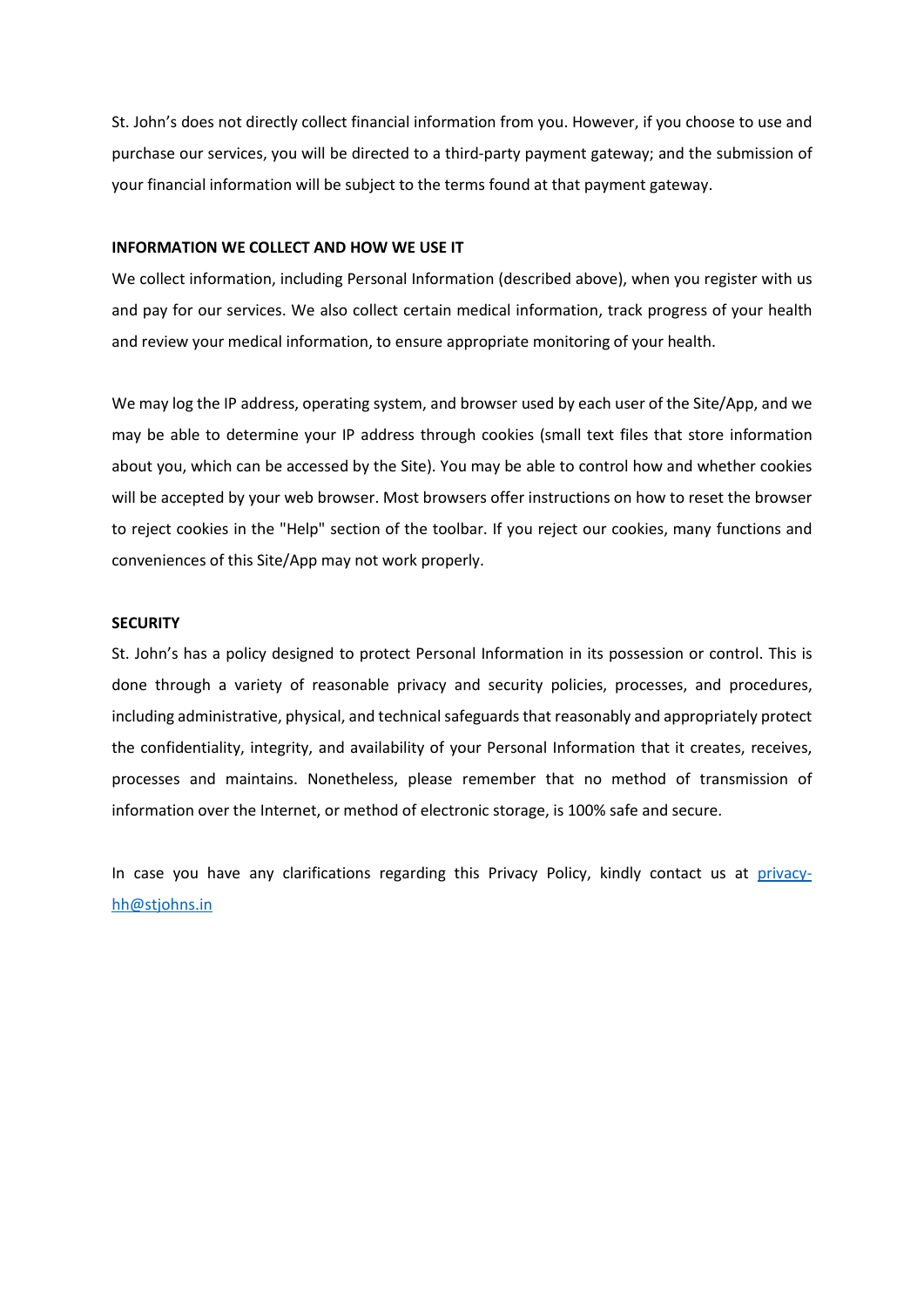St. John's does not directly collect financial information from you. However, if you choose to use and purchase our services, you will be directed to a third-party payment gateway; and the submission of your financial information will be subject to the terms found at that payment gateway.

**INFORMATION WE COLLECT AND HOW WE USE IT**

We collect information, including Personal Information (described above), when you register with us and pay for our services. We also collect certain medical information, track progress of your health and review your medical information, to ensure appropriate monitoring of your health.

We may log the IP address, operating system, and browser used by each user of the Site/App, and we may be able to determine your IP address through cookies (small text files that store information about you, which can be accessed by the Site). You may be able to control how and whether cookies will be accepted by your web browser. Most browsers offer instructions on how to reset the browser to reject cookies in the "Help" section of the toolbar. If you reject our cookies, many functions and conveniences of this Site/App may not work properly.

**SECURITY**

St. John's has a policy designed to protect Personal Information in its possession or control. This is done through a variety of reasonable privacy and security policies, processes, and procedures, including administrative, physical, and technical safeguards that reasonably and appropriately protect the confidentiality, integrity, and availability of your Personal Information that it creates, receives, processes and maintains. Nonetheless, please remember that no method of transmission of information over the Internet, or method of electronic storage, is 100% safe and secure.

In case you have any clarifications regarding this Privacy Policy, kindly contact us at [privacy-hh@stjohns.in](mailto:privacy-hh@stjohns.in)